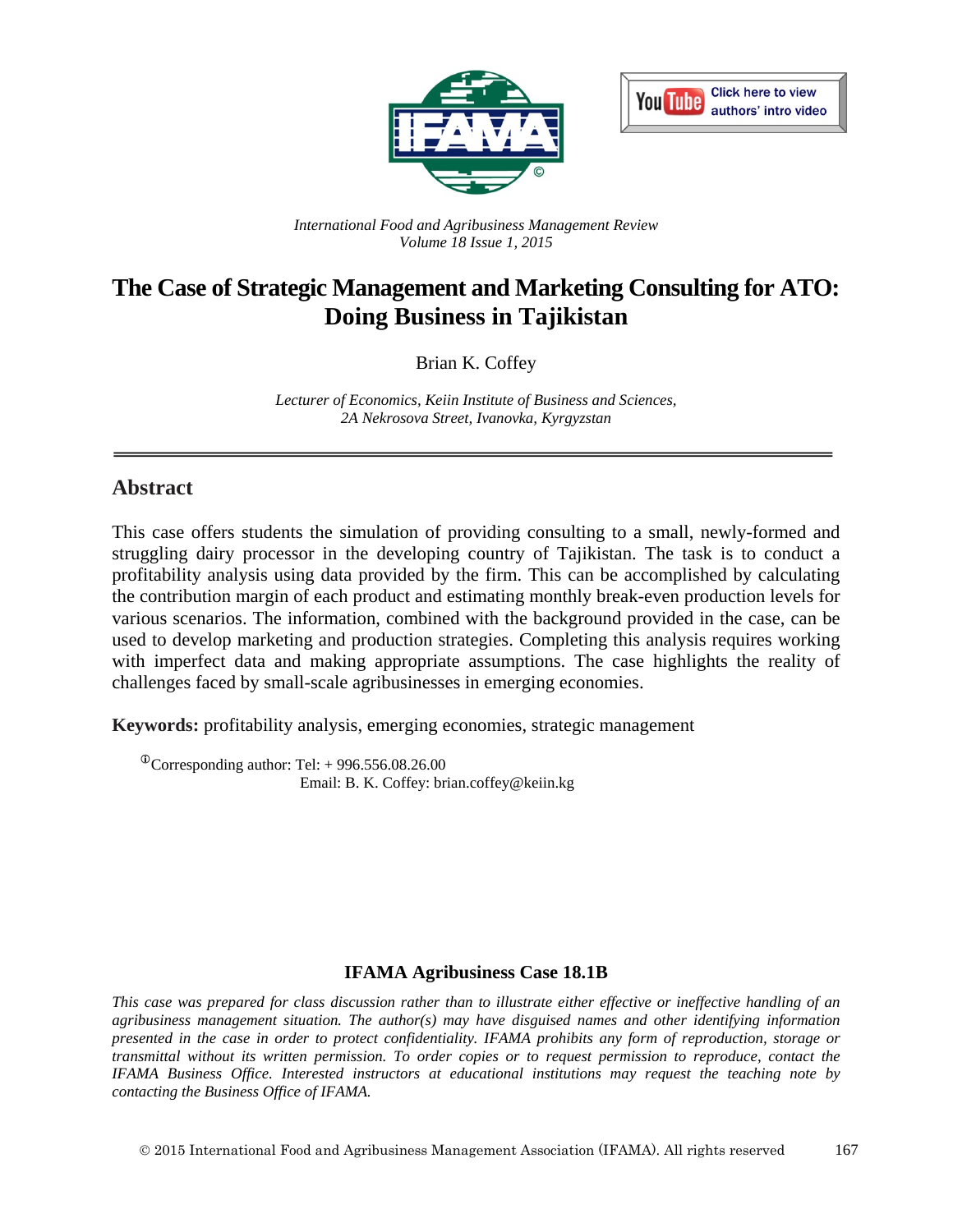*International Food and Agribusiness Management Review*
*Volume 18 Issue 1, 2015*

# The Case of Strategic Management and Marketing Consulting for ATO: Doing Business in Tajikistan

Brian K. Coffey

*Lecturer of Economics, Keiin Institute of Business and Sciences, 2A Nekrosova Street, Ivanovka, Kyrgyzstan*

## Abstract

This case offers students the simulation of providing consulting to a small, newly-formed and struggling dairy processor in the developing country of Tajikistan. The task is to conduct a profitability analysis using data provided by the firm. This can be accomplished by calculating the contribution margin of each product and estimating monthly break-even production levels for various scenarios. The information, combined with the background provided in the case, can be used to develop marketing and production strategies. Completing this analysis requires working with imperfect data and making appropriate assumptions. The case highlights the reality of challenges faced by small-scale agribusinesses in emerging economies.

**Keywords:** profitability analysis, emerging economies, strategic management

[①]Corresponding author: Tel: + 996.556.08.26.00
Email: B. K. Coffey: brian.coffey@keiin.kg

**IFAMA Agribusiness Case 18.1B**

*This case was prepared for class discussion rather than to illustrate either effective or ineffective handling of an agribusiness management situation. The author(s) may have disguised names and other identifying information presented in the case in order to protect confidentiality. IFAMA prohibits any form of reproduction, storage or transmittal without its written permission. To order copies or to request permission to reproduce, contact the IFAMA Business Office. Interested instructors at educational institutions may request the teaching note by contacting the Business Office of IFAMA.*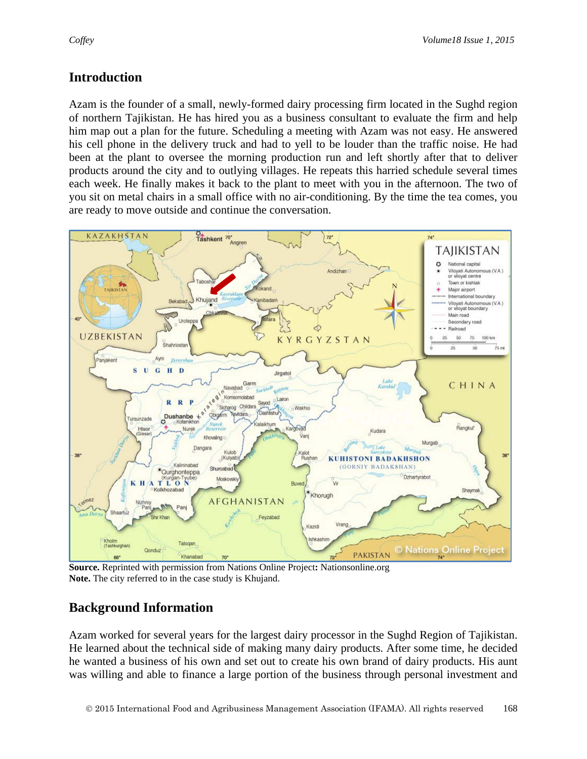## Introduction

Azam is the founder of a small, newly-formed dairy processing firm located in the Sughd region of northern Tajikistan. He has hired you as a business consultant to evaluate the firm and help him map out a plan for the future. Scheduling a meeting with Azam was not easy. He answered his cell phone in the delivery truck and had to yell to be louder than the traffic noise. He had been at the plant to oversee the morning production run and left shortly after that to deliver products around the city and to outlying villages. He repeats this harried schedule several times each week. He finally makes it back to the plant to meet with you in the afternoon. The two of you sit on metal chairs in a small office with no air-conditioning. By the time the tea comes, you are ready to move outside and continue the conversation.

**Source.** Reprinted with permission from Nations Online Project**:** Nationsonline.org
**Note.** The city referred to in the case study is Khujand.

## Background Information

Azam worked for several years for the largest dairy processor in the Sughd Region of Tajikistan. He learned about the technical side of making many dairy products. After some time, he decided he wanted a business of his own and set out to create his own brand of dairy products. His aunt was willing and able to finance a large portion of the business through personal investment and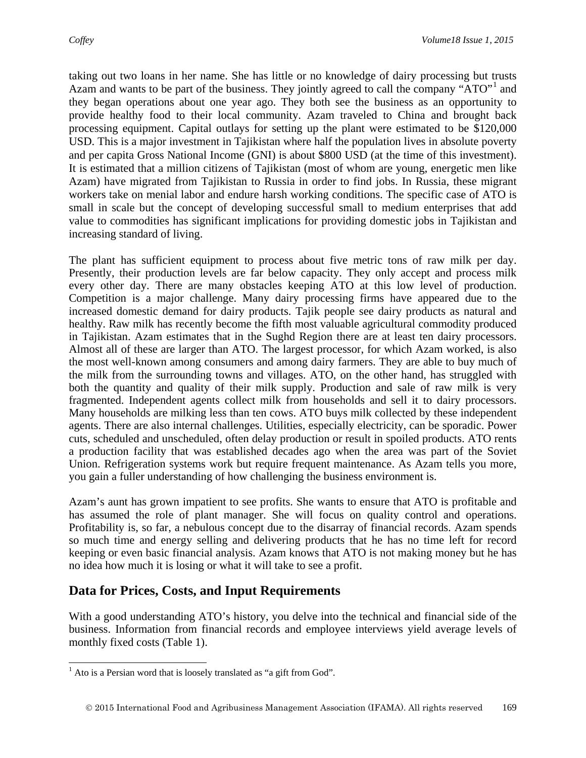taking out two loans in her name. She has little or no knowledge of dairy processing but trusts Azam and wants to be part of the business. They jointly agreed to call the company "ATO"[1] and they began operations about one year ago. They both see the business as an opportunity to provide healthy food to their local community. Azam traveled to China and brought back processing equipment. Capital outlays for setting up the plant were estimated to be $120,000 USD. This is a major investment in Tajikistan where half the population lives in absolute poverty and per capita Gross National Income (GNI) is about $800 USD (at the time of this investment). It is estimated that a million citizens of Tajikistan (most of whom are young, energetic men like Azam) have migrated from Tajikistan to Russia in order to find jobs. In Russia, these migrant workers take on menial labor and endure harsh working conditions. The specific case of ATO is small in scale but the concept of developing successful small to medium enterprises that add value to commodities has significant implications for providing domestic jobs in Tajikistan and increasing standard of living.

The plant has sufficient equipment to process about five metric tons of raw milk per day. Presently, their production levels are far below capacity. They only accept and process milk every other day. There are many obstacles keeping ATO at this low level of production. Competition is a major challenge. Many dairy processing firms have appeared due to the increased domestic demand for dairy products. Tajik people see dairy products as natural and healthy. Raw milk has recently become the fifth most valuable agricultural commodity produced in Tajikistan. Azam estimates that in the Sughd Region there are at least ten dairy processors. Almost all of these are larger than ATO. The largest processor, for which Azam worked, is also the most well-known among consumers and among dairy farmers. They are able to buy much of the milk from the surrounding towns and villages. ATO, on the other hand, has struggled with both the quantity and quality of their milk supply. Production and sale of raw milk is very fragmented. Independent agents collect milk from households and sell it to dairy processors. Many households are milking less than ten cows. ATO buys milk collected by these independent agents. There are also internal challenges. Utilities, especially electricity, can be sporadic. Power cuts, scheduled and unscheduled, often delay production or result in spoiled products. ATO rents a production facility that was established decades ago when the area was part of the Soviet Union. Refrigeration systems work but require frequent maintenance. As Azam tells you more, you gain a fuller understanding of how challenging the business environment is.

Azam's aunt has grown impatient to see profits. She wants to ensure that ATO is profitable and has assumed the role of plant manager. She will focus on quality control and operations. Profitability is, so far, a nebulous concept due to the disarray of financial records. Azam spends so much time and energy selling and delivering products that he has no time left for record keeping or even basic financial analysis. Azam knows that ATO is not making money but he has no idea how much it is losing or what it will take to see a profit.

## Data for Prices, Costs, and Input Requirements

With a good understanding ATO's history, you delve into the technical and financial side of the business. Information from financial records and employee interviews yield average levels of monthly fixed costs (Table 1).

[1] Ato is a Persian word that is loosely translated as "a gift from God".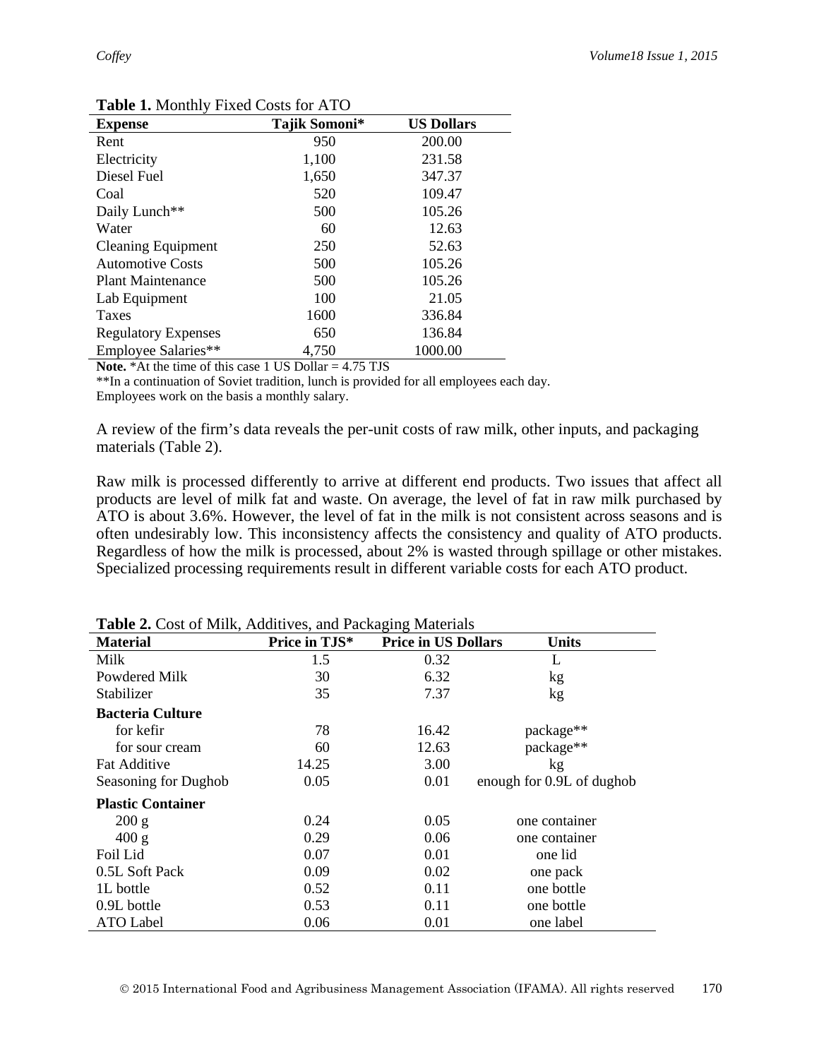**Table 1.** Monthly Fixed Costs for ATO

| Expense | Tajik Somoni* | US Dollars |
|---|---|---|
| Rent | 950 | 200.00 |
| Electricity | 1,100 | 231.58 |
| Diesel Fuel | 1,650 | 347.37 |
| Coal | 520 | 109.47 |
| Daily Lunch** | 500 | 105.26 |
| Water | 60 | 12.63 |
| Cleaning Equipment | 250 | 52.63 |
| Automotive Costs | 500 | 105.26 |
| Plant Maintenance | 500 | 105.26 |
| Lab Equipment | 100 | 21.05 |
| Taxes | 1600 | 336.84 |
| Regulatory Expenses | 650 | 136.84 |
| Employee Salaries** | 4,750 | 1000.00 |

**Note.** *At the time of this case 1 US Dollar = 4.75 TJS
**In a continuation of Soviet tradition, lunch is provided for all employees each day.
Employees work on the basis a monthly salary.

A review of the firm's data reveals the per-unit costs of raw milk, other inputs, and packaging materials (Table 2).

Raw milk is processed differently to arrive at different end products. Two issues that affect all products are level of milk fat and waste. On average, the level of fat in raw milk purchased by ATO is about 3.6%. However, the level of fat in the milk is not consistent across seasons and is often undesirably low. This inconsistency affects the consistency and quality of ATO products. Regardless of how the milk is processed, about 2% is wasted through spillage or other mistakes. Specialized processing requirements result in different variable costs for each ATO product.

**Table 2.** Cost of Milk, Additives, and Packaging Materials

| Material | Price in TJS* | Price in US Dollars | Units |
|---|---|---|---|
| Milk | 1.5 | 0.32 | L |
| Powdered Milk | 30 | 6.32 | kg |
| Stabilizer | 35 | 7.37 | kg |
| **Bacteria Culture** | | | |
| for kefir | 78 | 16.42 | package** |
| for sour cream | 60 | 12.63 | package** |
| Fat Additive | 14.25 | 3.00 | kg |
| Seasoning for Dughob | 0.05 | 0.01 | enough for 0.9L of dughob |
| **Plastic Container** | | | |
| 200 g | 0.24 | 0.05 | one container |
| 400 g | 0.29 | 0.06 | one container |
| Foil Lid | 0.07 | 0.01 | one lid |
| 0.5L Soft Pack | 0.09 | 0.02 | one pack |
| 1L bottle | 0.52 | 0.11 | one bottle |
| 0.9L bottle | 0.53 | 0.11 | one bottle |
| ATO Label | 0.06 | 0.01 | one label |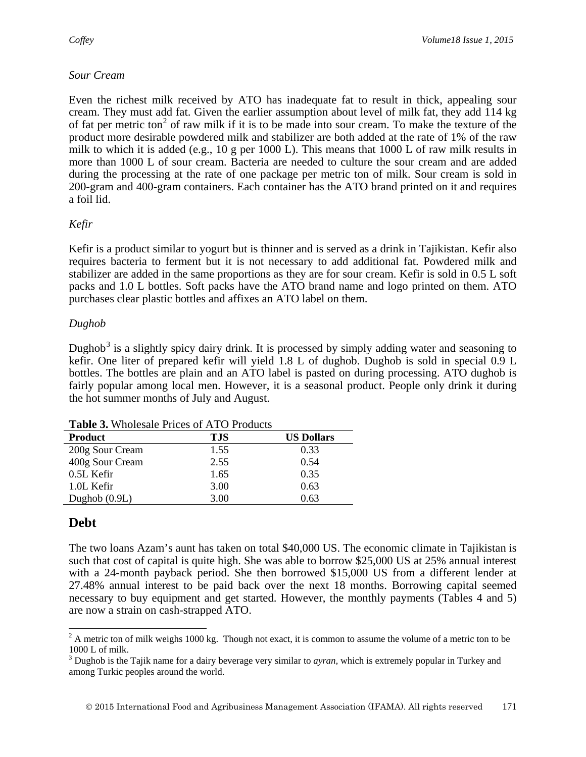*Sour Cream*

Even the richest milk received by ATO has inadequate fat to result in thick, appealing sour cream. They must add fat. Given the earlier assumption about level of milk fat, they add 114 kg of fat per metric ton[2] of raw milk if it is to be made into sour cream. To make the texture of the product more desirable powdered milk and stabilizer are both added at the rate of 1% of the raw milk to which it is added (e.g., 10 g per 1000 L). This means that 1000 L of raw milk results in more than 1000 L of sour cream. Bacteria are needed to culture the sour cream and are added during the processing at the rate of one package per metric ton of milk. Sour cream is sold in 200-gram and 400-gram containers. Each container has the ATO brand printed on it and requires a foil lid.

*Kefir*

Kefir is a product similar to yogurt but is thinner and is served as a drink in Tajikistan. Kefir also requires bacteria to ferment but it is not necessary to add additional fat. Powdered milk and stabilizer are added in the same proportions as they are for sour cream. Kefir is sold in 0.5 L soft packs and 1.0 L bottles. Soft packs have the ATO brand name and logo printed on them. ATO purchases clear plastic bottles and affixes an ATO label on them.

*Dughob*

Dughob[3] is a slightly spicy dairy drink. It is processed by simply adding water and seasoning to kefir. One liter of prepared kefir will yield 1.8 L of dughob. Dughob is sold in special 0.9 L bottles. The bottles are plain and an ATO label is pasted on during processing. ATO dughob is fairly popular among local men. However, it is a seasonal product. People only drink it during the hot summer months of July and August.

**Table 3.** Wholesale Prices of ATO Products

| Product | TJS | US Dollars |
|---|---|---|
| 200g Sour Cream | 1.55 | 0.33 |
| 400g Sour Cream | 2.55 | 0.54 |
| 0.5L Kefir | 1.65 | 0.35 |
| 1.0L Kefir | 3.00 | 0.63 |
| Dughob (0.9L) | 3.00 | 0.63 |

## Debt

The two loans Azam's aunt has taken on total $40,000 US. The economic climate in Tajikistan is such that cost of capital is quite high. She was able to borrow $25,000 US at 25% annual interest with a 24-month payback period. She then borrowed $15,000 US from a different lender at 27.48% annual interest to be paid back over the next 18 months. Borrowing capital seemed necessary to buy equipment and get started. However, the monthly payments (Tables 4 and 5) are now a strain on cash-strapped ATO.

---

[2] A metric ton of milk weighs 1000 kg. Though not exact, it is common to assume the volume of a metric ton to be 1000 L of milk.

[3] Dughob is the Tajik name for a dairy beverage very similar to *ayran*, which is extremely popular in Turkey and among Turkic peoples around the world.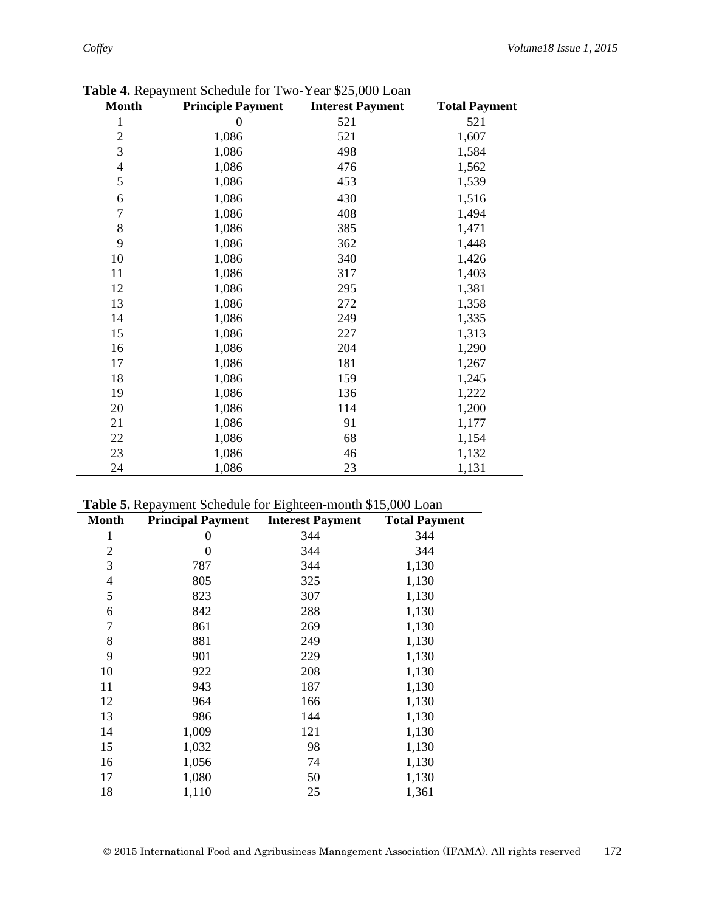**Table 4.** Repayment Schedule for Two-Year $25,000 Loan

| Month | Principle Payment | Interest Payment | Total Payment |
|---|---|---|---|
| 1 | 0 | 521 | 521 |
| 2 | 1,086 | 521 | 1,607 |
| 3 | 1,086 | 498 | 1,584 |
| 4 | 1,086 | 476 | 1,562 |
| 5 | 1,086 | 453 | 1,539 |
| 6 | 1,086 | 430 | 1,516 |
| 7 | 1,086 | 408 | 1,494 |
| 8 | 1,086 | 385 | 1,471 |
| 9 | 1,086 | 362 | 1,448 |
| 10 | 1,086 | 340 | 1,426 |
| 11 | 1,086 | 317 | 1,403 |
| 12 | 1,086 | 295 | 1,381 |
| 13 | 1,086 | 272 | 1,358 |
| 14 | 1,086 | 249 | 1,335 |
| 15 | 1,086 | 227 | 1,313 |
| 16 | 1,086 | 204 | 1,290 |
| 17 | 1,086 | 181 | 1,267 |
| 18 | 1,086 | 159 | 1,245 |
| 19 | 1,086 | 136 | 1,222 |
| 20 | 1,086 | 114 | 1,200 |
| 21 | 1,086 | 91 | 1,177 |
| 22 | 1,086 | 68 | 1,154 |
| 23 | 1,086 | 46 | 1,132 |
| 24 | 1,086 | 23 | 1,131 |

**Table 5.** Repayment Schedule for Eighteen-month $15,000 Loan

| Month | Principal Payment | Interest Payment | Total Payment |
|---|---|---|---|
| 1 | 0 | 344 | 344 |
| 2 | 0 | 344 | 344 |
| 3 | 787 | 344 | 1,130 |
| 4 | 805 | 325 | 1,130 |
| 5 | 823 | 307 | 1,130 |
| 6 | 842 | 288 | 1,130 |
| 7 | 861 | 269 | 1,130 |
| 8 | 881 | 249 | 1,130 |
| 9 | 901 | 229 | 1,130 |
| 10 | 922 | 208 | 1,130 |
| 11 | 943 | 187 | 1,130 |
| 12 | 964 | 166 | 1,130 |
| 13 | 986 | 144 | 1,130 |
| 14 | 1,009 | 121 | 1,130 |
| 15 | 1,032 | 98 | 1,130 |
| 16 | 1,056 | 74 | 1,130 |
| 17 | 1,080 | 50 | 1,130 |
| 18 | 1,110 | 25 | 1,361 |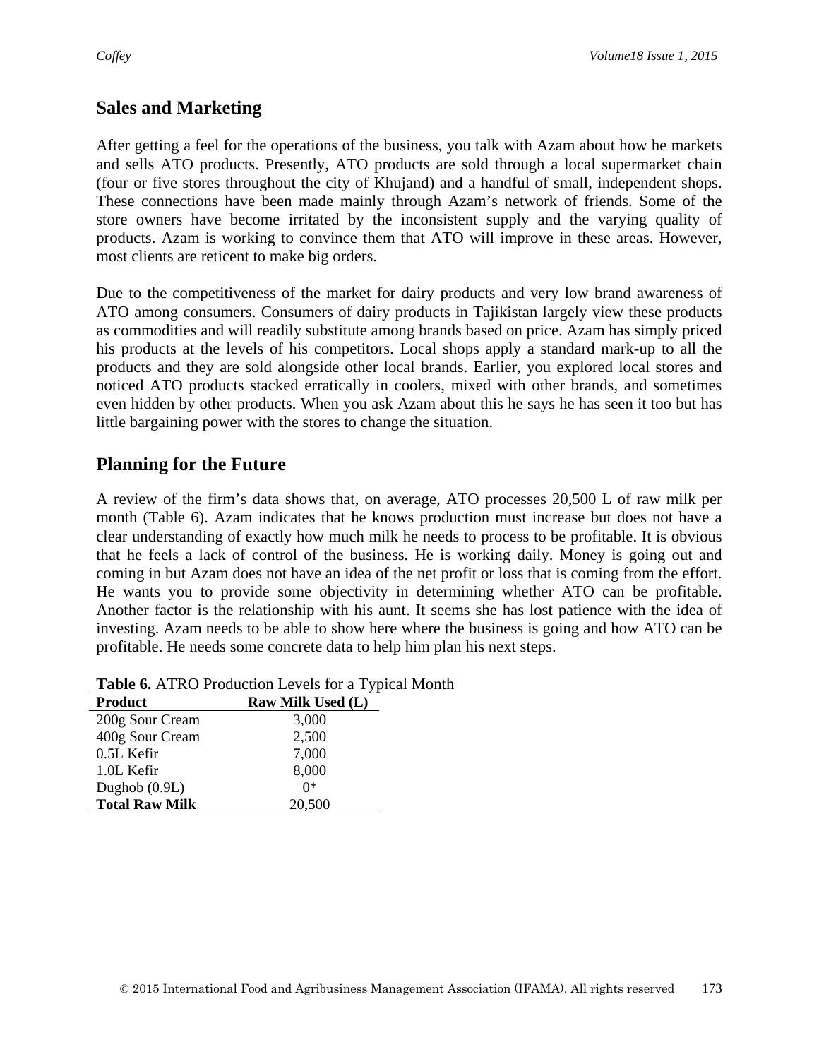## Sales and Marketing

After getting a feel for the operations of the business, you talk with Azam about how he markets and sells ATO products. Presently, ATO products are sold through a local supermarket chain (four or five stores throughout the city of Khujand) and a handful of small, independent shops. These connections have been made mainly through Azam's network of friends. Some of the store owners have become irritated by the inconsistent supply and the varying quality of products. Azam is working to convince them that ATO will improve in these areas. However, most clients are reticent to make big orders.

Due to the competitiveness of the market for dairy products and very low brand awareness of ATO among consumers. Consumers of dairy products in Tajikistan largely view these products as commodities and will readily substitute among brands based on price. Azam has simply priced his products at the levels of his competitors. Local shops apply a standard mark-up to all the products and they are sold alongside other local brands. Earlier, you explored local stores and noticed ATO products stacked erratically in coolers, mixed with other brands, and sometimes even hidden by other products. When you ask Azam about this he says he has seen it too but has little bargaining power with the stores to change the situation.

## Planning for the Future

A review of the firm's data shows that, on average, ATO processes 20,500 L of raw milk per month (Table 6). Azam indicates that he knows production must increase but does not have a clear understanding of exactly how much milk he needs to process to be profitable. It is obvious that he feels a lack of control of the business. He is working daily. Money is going out and coming in but Azam does not have an idea of the net profit or loss that is coming from the effort. He wants you to provide some objectivity in determining whether ATO can be profitable. Another factor is the relationship with his aunt. It seems she has lost patience with the idea of investing. Azam needs to be able to show here where the business is going and how ATO can be profitable. He needs some concrete data to help him plan his next steps.

**Table 6.** ATRO Production Levels for a Typical Month

| Product | Raw Milk Used (L) |
|---|---|
| 200g Sour Cream | 3,000 |
| 400g Sour Cream | 2,500 |
| 0.5L Kefir | 7,000 |
| 1.0L Kefir | 8,000 |
| Dughob (0.9L) | 0* |
| **Total Raw Milk** | 20,500 |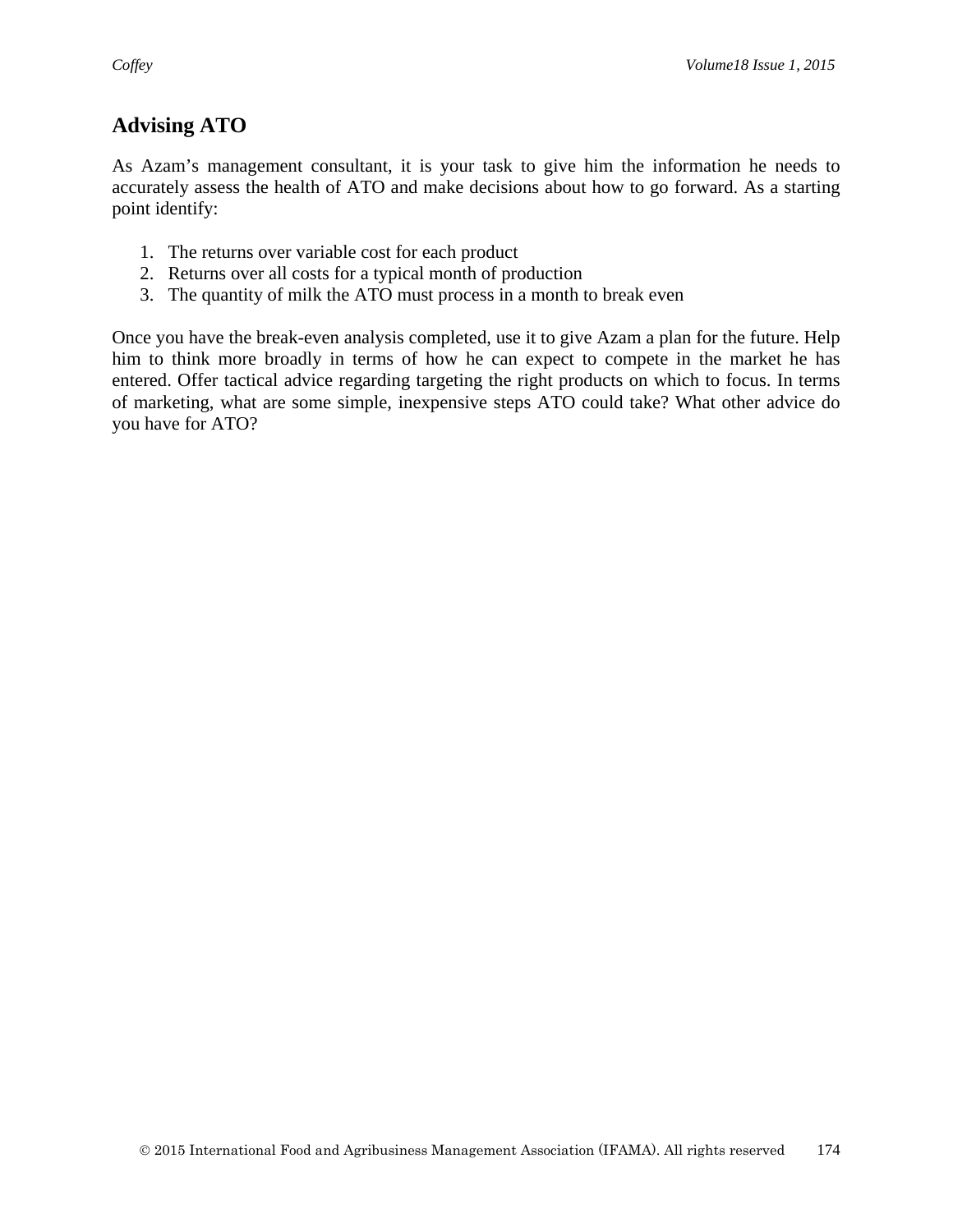## Advising ATO

As Azam's management consultant, it is your task to give him the information he needs to accurately assess the health of ATO and make decisions about how to go forward. As a starting point identify:

1. The returns over variable cost for each product
2. Returns over all costs for a typical month of production
3. The quantity of milk the ATO must process in a month to break even

Once you have the break-even analysis completed, use it to give Azam a plan for the future. Help him to think more broadly in terms of how he can expect to compete in the market he has entered. Offer tactical advice regarding targeting the right products on which to focus. In terms of marketing, what are some simple, inexpensive steps ATO could take? What other advice do you have for ATO?